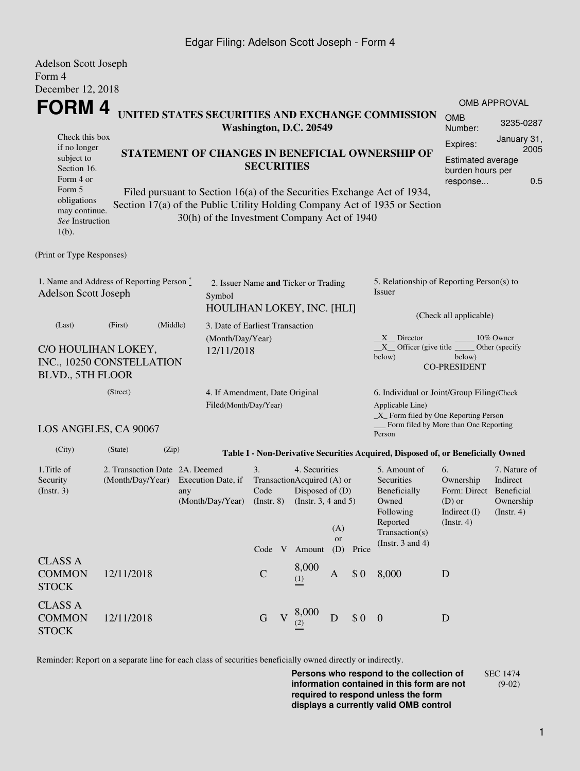Adelson Scott Joseph
Form 4
December 12, 2018

# FORM 4

## UNITED STATES SECURITIES AND EXCHANGE COMMISSION
**Washington, D.C. 20549**

| OMB APPROVAL | |
|---|---|
| OMB Number: | 3235-0287 |
| Expires: | January 31, 2005 |
| Estimated average burden hours per response... | 0.5 |

Check this box if no longer subject to Section 16. Form 4 or Form 5 obligations may continue. *See* Instruction 1(b).

## STATEMENT OF CHANGES IN BENEFICIAL OWNERSHIP OF SECURITIES

Filed pursuant to Section 16(a) of the Securities Exchange Act of 1934, Section 17(a) of the Public Utility Holding Company Act of 1935 or Section 30(h) of the Investment Company Act of 1940

(Print or Type Responses)

1. Name and Address of Reporting Person *
Adelson Scott Joseph

(Last) (First) (Middle)

C/O HOULIHAN LOKEY, INC., 10250 CONSTELLATION BLVD., 5TH FLOOR

(Street)

LOS ANGELES, CA 90067

(City) (State) (Zip)

2. Issuer Name **and** Ticker or Trading Symbol
HOULIHAN LOKEY, INC. [HLI]

3. Date of Earliest Transaction (Month/Day/Year)
12/11/2018

4. If Amendment, Date Original Filed(Month/Day/Year)

5. Relationship of Reporting Person(s) to Issuer

(Check all applicable)

\_\_X\_\_ Director \_\_\_\_\_ 10% Owner
\_\_X\_\_ Officer (give title below) \_\_\_\_\_ Other (specify below)
CO-PRESIDENT

6. Individual or Joint/Group Filing(Check Applicable Line)
\_X\_ Form filed by One Reporting Person
\_\_\_ Form filed by More than One Reporting Person

**Table I - Non-Derivative Securities Acquired, Disposed of, or Beneficially Owned**

| 1.Title of Security (Instr. 3) | 2. Transaction Date (Month/Day/Year) | 2A. Deemed Execution Date, if any (Month/Day/Year) | 3. Transaction Code (Instr. 8) | | 4. Securities Acquired (A) or Disposed of (D) (Instr. 3, 4 and 5) | | | 5. Amount of Securities Beneficially Owned Following Reported Transaction(s) (Instr. 3 and 4) | 6. Ownership Form: Direct (D) or Indirect (I) (Instr. 4) | 7. Nature of Indirect Beneficial Ownership (Instr. 4) |
|---|---|---|---|---|---|---|---|---|---|---|
| | | | Code | V | Amount | (A) or (D) | Price | | | |
| CLASS A COMMON STOCK | 12/11/2018 | | C | | 8,000 (1) | A | $ 0 | 8,000 | D | |
| CLASS A COMMON STOCK | 12/11/2018 | | G | V | 8,000 (2) | D | $ 0 | 0 | D | |

Reminder: Report on a separate line for each class of securities beneficially owned directly or indirectly.

**Persons who respond to the collection of information contained in this form are not required to respond unless the form displays a currently valid OMB control**

SEC 1474 (9-02)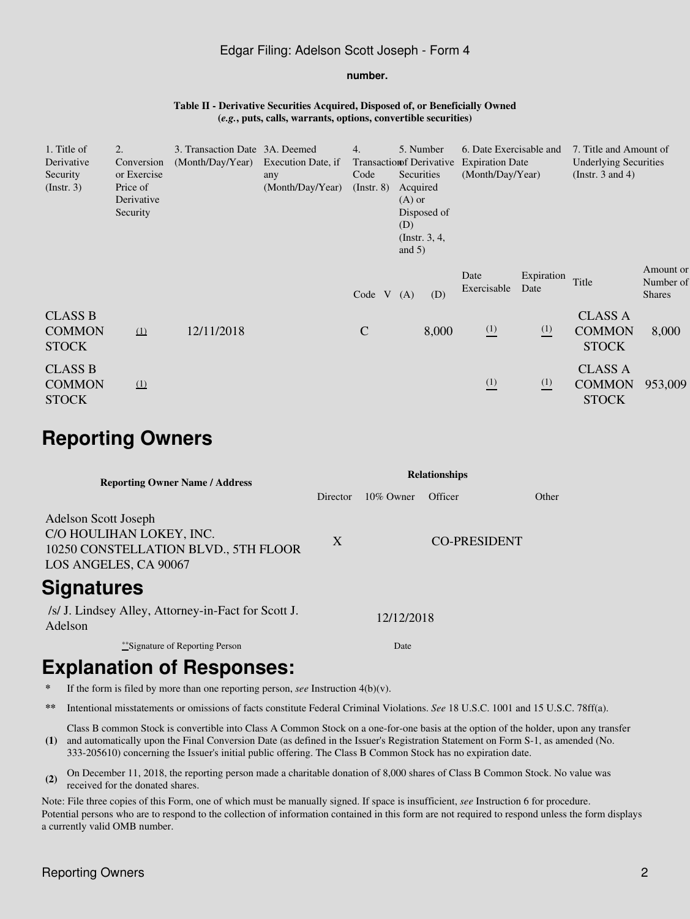number.

**Table II - Derivative Securities Acquired, Disposed of, or Beneficially Owned**
**(*e.g.*, puts, calls, warrants, options, convertible securities)**

| 1. Title of Derivative Security (Instr. 3) | 2. Conversion or Exercise Price of Derivative Security | 3. Transaction Date (Month/Day/Year) | 3A. Deemed Execution Date, if any (Month/Day/Year) | 4. Transaction Code (Instr. 8) | | 5. Number of Derivative Securities Acquired (A) or Disposed of (D) (Instr. 3, 4, and 5) | | 6. Date Exercisable and Expiration Date (Month/Day/Year) | | 7. Title and Amount of Underlying Securities (Instr. 3 and 4) | |
|---|---|---|---|---|---|---|---|---|---|---|---|
| | | | | Code | V | (A) | (D) | Date Exercisable | Expiration Date | Title | Amount or Number of Shares |
| CLASS B COMMON STOCK | (1) | 12/11/2018 | | C | | | 8,000 | (1) | (1) | CLASS A COMMON STOCK | 8,000 |
| CLASS B COMMON STOCK | (1) | | | | | | | (1) | (1) | CLASS A COMMON STOCK | 953,009 |

# Reporting Owners

| Reporting Owner Name / Address | Relationships | | | |
|---|---|---|---|---|
| | Director | 10% Owner | Officer | Other |
| Adelson Scott Joseph<br>C/O HOULIHAN LOKEY, INC.<br>10250 CONSTELLATION BLVD., 5TH FLOOR<br>LOS ANGELES, CA 90067 | X | | CO-PRESIDENT | |

# Signatures

| | |
|---|---|
| /s/ J. Lindsey Alley, Attorney-in-Fact for Scott J. Adelson | 12/12/2018 |
| **Signature of Reporting Person | Date |

# Explanation of Responses:

\* If the form is filed by more than one reporting person, *see* Instruction 4(b)(v).

** Intentional misstatements or omissions of facts constitute Federal Criminal Violations. *See* 18 U.S.C. 1001 and 15 U.S.C. 78ff(a).

**(1)** Class B common Stock is convertible into Class A Common Stock on a one-for-one basis at the option of the holder, upon any transfer and automatically upon the Final Conversion Date (as defined in the Issuer's Registration Statement on Form S-1, as amended (No. 333-205610) concerning the Issuer's initial public offering. The Class B Common Stock has no expiration date.

**(2)** On December 11, 2018, the reporting person made a charitable donation of 8,000 shares of Class B Common Stock. No value was received for the donated shares.

Note: File three copies of this Form, one of which must be manually signed. If space is insufficient, *see* Instruction 6 for procedure.
Potential persons who are to respond to the collection of information contained in this form are not required to respond unless the form displays a currently valid OMB number.